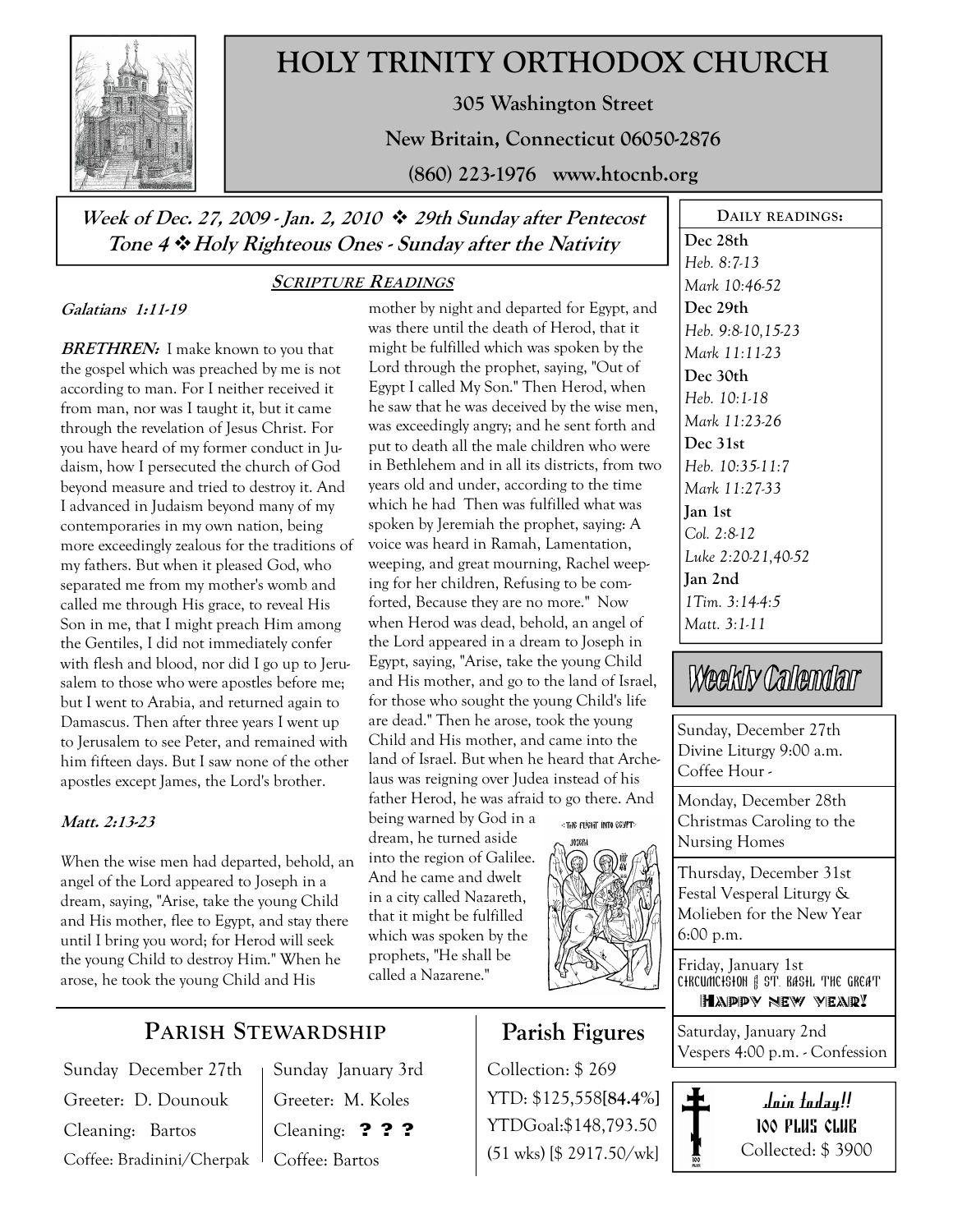# HOLY TRINITY ORTHODOX CHURCH

**305 Washington Street**

**New Britain, Connecticut 06050-2876**

**(860) 223-1976 www.htocnb.org**

***Week of Dec. 27, 2009 - Jan. 2, 2010 ❖ 29th Sunday after Pentecost***
***Tone 4 ❖ Holy Righteous Ones - Sunday after the Nativity***

## SCRIPTURE READINGS

***Galatians 1:11-19***

***BRETHREN:*** I make known to you that the gospel which was preached by me is not according to man. For I neither received it from man, nor was I taught it, but it came through the revelation of Jesus Christ. For you have heard of my former conduct in Judaism, how I persecuted the church of God beyond measure and tried to destroy it. And I advanced in Judaism beyond many of my contemporaries in my own nation, being more exceedingly zealous for the traditions of my fathers. But when it pleased God, who separated me from my mother's womb and called me through His grace, to reveal His Son in me, that I might preach Him among the Gentiles, I did not immediately confer with flesh and blood, nor did I go up to Jerusalem to those who were apostles before me; but I went to Arabia, and returned again to Damascus. Then after three years I went up to Jerusalem to see Peter, and remained with him fifteen days. But I saw none of the other apostles except James, the Lord's brother.

***Matt. 2:13-23***

When the wise men had departed, behold, an angel of the Lord appeared to Joseph in a dream, saying, "Arise, take the young Child and His mother, flee to Egypt, and stay there until I bring you word; for Herod will seek the young Child to destroy Him." When he arose, he took the young Child and His mother by night and departed for Egypt, and was there until the death of Herod, that it might be fulfilled which was spoken by the Lord through the prophet, saying, "Out of Egypt I called My Son." Then Herod, when he saw that he was deceived by the wise men, was exceedingly angry; and he sent forth and put to death all the male children who were in Bethlehem and in all its districts, from two years old and under, according to the time which he had Then was fulfilled what was spoken by Jeremiah the prophet, saying: A voice was heard in Ramah, Lamentation, weeping, and great mourning, Rachel weeping for her children, Refusing to be comforted, Because they are no more." Now when Herod was dead, behold, an angel of the Lord appeared in a dream to Joseph in Egypt, saying, "Arise, take the young Child and His mother, and go to the land of Israel, for those who sought the young Child's life are dead." Then he arose, took the young Child and His mother, and came into the land of Israel. But when he heard that Archelaus was reigning over Judea instead of his father Herod, he was afraid to go there. And being warned by God in a dream, he turned aside into the region of Galilee. And he came and dwelt in a city called Nazareth, that it might be fulfilled which was spoken by the prophets, "He shall be called a Nazarene."

## DAILY READINGS:

**Dec 28th**
*Heb. 8:7-13*
*Mark 10:46-52*

**Dec 29th**
*Heb. 9:8-10,15-23*
*Mark 11:11-23*

**Dec 30th**
*Heb. 10:1-18*
*Mark 11:23-26*

**Dec 31st**
*Heb. 10:35-11:7*
*Mark 11:27-33*

**Jan 1st**
*Col. 2:8-12*
*Luke 2:20-21,40-52*

**Jan 2nd**
*1Tim. 3:14-4:5*
*Matt. 3:1-11*

## Weekly Calendar

Sunday, December 27th
Divine Liturgy 9:00 a.m.
Coffee Hour -

Monday, December 28th
Christmas Caroling to the Nursing Homes

Thursday, December 31st
Festal Vesperal Liturgy & Molieben for the New Year
6:00 p.m.

Friday, January 1st
CIRCUMCISION & ST. BASIL THE GREAT
**HAPPY NEW YEAR!**

Saturday, January 2nd
Vespers 4:00 p.m. - Confession

## PARISH STEWARDSHIP

| Sunday December 27th | Sunday January 3rd |
|---|---|
| Greeter: D. Dounouk | Greeter: M. Koles |
| Cleaning: Bartos | Cleaning: **? ? ?** |
| Coffee: Bradinini/Cherpak | Coffee: Bartos |

## Parish Figures

Collection: $ 269
YTD: $125,558**[84.4%]**
YTDGoal:$148,793.50
(51 wks) [$ 2917.50/wk]

**Join today!!**
**100 PLUS CLUB**
Collected: $ 3900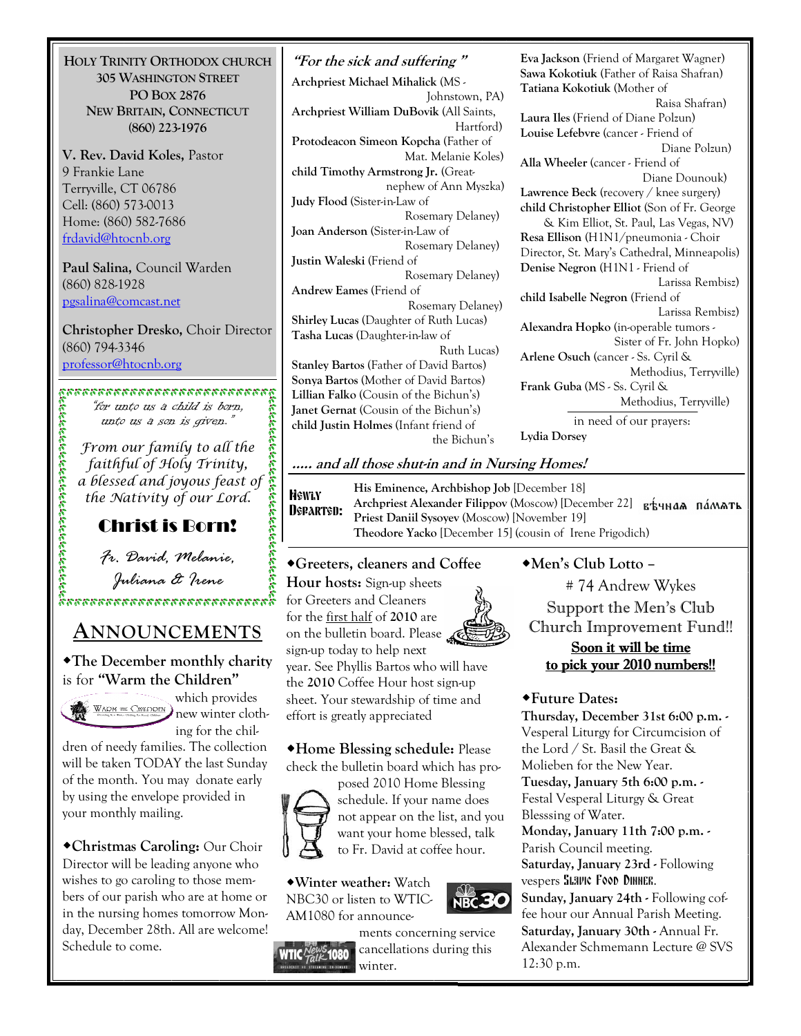**HOLY TRINITY ORTHODOX CHURCH**
**305 WASHINGTON STREET**
**PO BOX 2876**
**NEW BRITAIN, CONNECTICUT**
**(860) 223-1976**

**V. Rev. David Koles,** Pastor
9 Frankie Lane
Terryville, CT 06786
Cell: (860) 573-0013
Home: (860) 582-7686
frdavid@htocnb.org

**Paul Salina,** Council Warden
(860) 828-1928
pgsalina@comcast.net

**Christopher Dresko,** Choir Director
(860) 794-3346
professor@htocnb.org

*"For unto us a child is born, unto us a son is given."*

*From our family to all the faithful of Holy Trinity, a blessed and joyous feast of the Nativity of our Lord.*

**Christ is Born!**

*Fr. David, Melanie, Juliana & Irene*

# ANNOUNCEMENTS

◆**The December monthly charity** is for **"Warm the Children"** which provides new winter clothing for the children of needy families. The collection will be taken TODAY the last Sunday of the month. You may donate early by using the envelope provided in your monthly mailing.

◆**Christmas Caroling:** Our Choir Director will be leading anyone who wishes to go caroling to those members of our parish who are at home or in the nursing homes tomorrow Monday, December 28th. All are welcome! Schedule to come.

## *"For the sick and suffering"*

**Archpriest Michael Mihalick** (MS - Johnstown, PA)
**Archpriest William DuBovik** (All Saints, Hartford)
**Protodeacon Simeon Kopcha** (Father of Mat. Melanie Koles)
**child Timothy Armstrong Jr.** (Great-nephew of Ann Myszka)
**Judy Flood** (Sister-in-Law of Rosemary Delaney)
**Joan Anderson** (Sister-in-Law of Rosemary Delaney)
**Justin Waleski** (Friend of Rosemary Delaney)
**Andrew Eames** (Friend of Rosemary Delaney)
**Shirley Lucas** (Daughter of Ruth Lucas)
**Tasha Lucas** (Daughter-in-law of Ruth Lucas)
**Stanley Bartos** (Father of David Bartos)
**Sonya Bartos** (Mother of David Bartos)
**Lillian Falko** (Cousin of the Bichun's)
**Janet Gernat** (Cousin of the Bichun's)
**child Justin Holmes** (Infant friend of the Bichun's
**Eva Jackson** (Friend of Margaret Wagner)
**Sawa Kokotiuk** (Father of Raisa Shafran)
**Tatiana Kokotiuk** (Mother of Raisa Shafran)
**Laura Iles** (Friend of Diane Polzun)
**Louise Lefebvre** (cancer - Friend of Diane Polzun)
**Alla Wheeler** (cancer - Friend of Diane Dounouk)
**Lawrence Beck** (recovery / knee surgery)
**child Christopher Elliot** (Son of Fr. George & Kim Elliot, St. Paul, Las Vegas, NV)
**Resa Ellison** (H1N1/pneumonia - Choir Director, St. Mary's Cathedral, Minneapolis)
**Denise Negron** (H1N1 - Friend of Larissa Rembisz)
**child Isabelle Negron** (Friend of Larissa Rembisz)
**Alexandra Hopko** (in-operable tumors - Sister of Fr. John Hopko)
**Arlene Osuch** (cancer - Ss. Cyril & Methodius, Terryville)
**Frank Guba** (MS - Ss. Cyril & Methodius, Terryville)

in need of our prayers:
**Lydia Dorsey**

*..... and all those shut-in and in Nursing Homes!*

**Newly Departed:**
**His Eminence, Archbishop Job** [December 18]
**Archpriest Alexander Filippov** (Moscow) [December 22]
**Priest Daniil Sysoyev** (Moscow) [November 19]
**Theodore Yacko** [December 15] (cousin of Irene Prigodich)

вѣчнаѧ память

◆**Greeters, cleaners and Coffee Hour hosts:** Sign-up sheets for Greeters and Cleaners for the first half of 2010 are on the bulletin board. Please sign-up today to help next year. See Phyllis Bartos who will have the 2010 Coffee Hour host sign-up sheet. Your stewardship of time and effort is greatly appreciated

◆**Home Blessing schedule:** Please check the bulletin board which has proposed 2010 Home Blessing schedule. If your name does not appear on the list, and you want your home blessed, talk to Fr. David at coffee hour.

◆**Winter weather:** Watch NBC30 or listen to WTIC-AM1080 for announcements concerning service cancellations during this winter.

◆**Men's Club Lotto –**

\# 74 Andrew Wykes

Support the Men's Club Church Improvement Fund!!

**Soon it will be time to pick your 2010 numbers!!**

◆**Future Dates:**

**Thursday, December 31st 6:00 p.m.** - Vesperal Liturgy for Circumcision of the Lord / St. Basil the Great & Molieben for the New Year.
**Tuesday, January 5th 6:00 p.m.** - Festal Vesperal Liturgy & Great Blesssing of Water.
**Monday, January 11th 7:00 p.m.** - Parish Council meeting.
**Saturday, January 23rd** - Following vespers Slavic Food Dinner.
**Sunday, January 24th** - Following coffee hour our Annual Parish Meeting.
**Saturday, January 30th** - Annual Fr. Alexander Schmemann Lecture @ SVS 12:30 p.m.